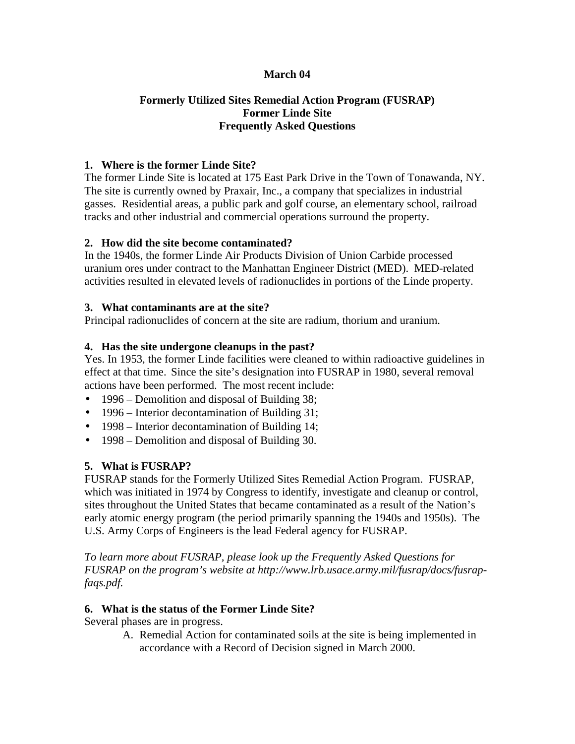**March 04**

# Formerly Utilized Sites Remedial Action Program (FUSRAP) Former Linde Site Frequently Asked Questions

### 1. Where is the former Linde Site?

The former Linde Site is located at 175 East Park Drive in the Town of Tonawanda, NY. The site is currently owned by Praxair, Inc., a company that specializes in industrial gasses. Residential areas, a public park and golf course, an elementary school, railroad tracks and other industrial and commercial operations surround the property.

### 2. How did the site become contaminated?

In the 1940s, the former Linde Air Products Division of Union Carbide processed uranium ores under contract to the Manhattan Engineer District (MED). MED-related activities resulted in elevated levels of radionuclides in portions of the Linde property.

### 3. What contaminants are at the site?

Principal radionuclides of concern at the site are radium, thorium and uranium.

### 4. Has the site undergone cleanups in the past?

Yes. In 1953, the former Linde facilities were cleaned to within radioactive guidelines in effect at that time. Since the site's designation into FUSRAP in 1980, several removal actions have been performed. The most recent include:

- 1996 – Demolition and disposal of Building 38;
- 1996 – Interior decontamination of Building 31;
- 1998 – Interior decontamination of Building 14;
- 1998 – Demolition and disposal of Building 30.

### 5. What is FUSRAP?

FUSRAP stands for the Formerly Utilized Sites Remedial Action Program. FUSRAP, which was initiated in 1974 by Congress to identify, investigate and cleanup or control, sites throughout the United States that became contaminated as a result of the Nation's early atomic energy program (the period primarily spanning the 1940s and 1950s). The U.S. Army Corps of Engineers is the lead Federal agency for FUSRAP.

*To learn more about FUSRAP, please look up the Frequently Asked Questions for FUSRAP on the program's website at http://www.lrb.usace.army.mil/fusrap/docs/fusrap-faqs.pdf.*

### 6. What is the status of the Former Linde Site?

Several phases are in progress.

A. Remedial Action for contaminated soils at the site is being implemented in accordance with a Record of Decision signed in March 2000.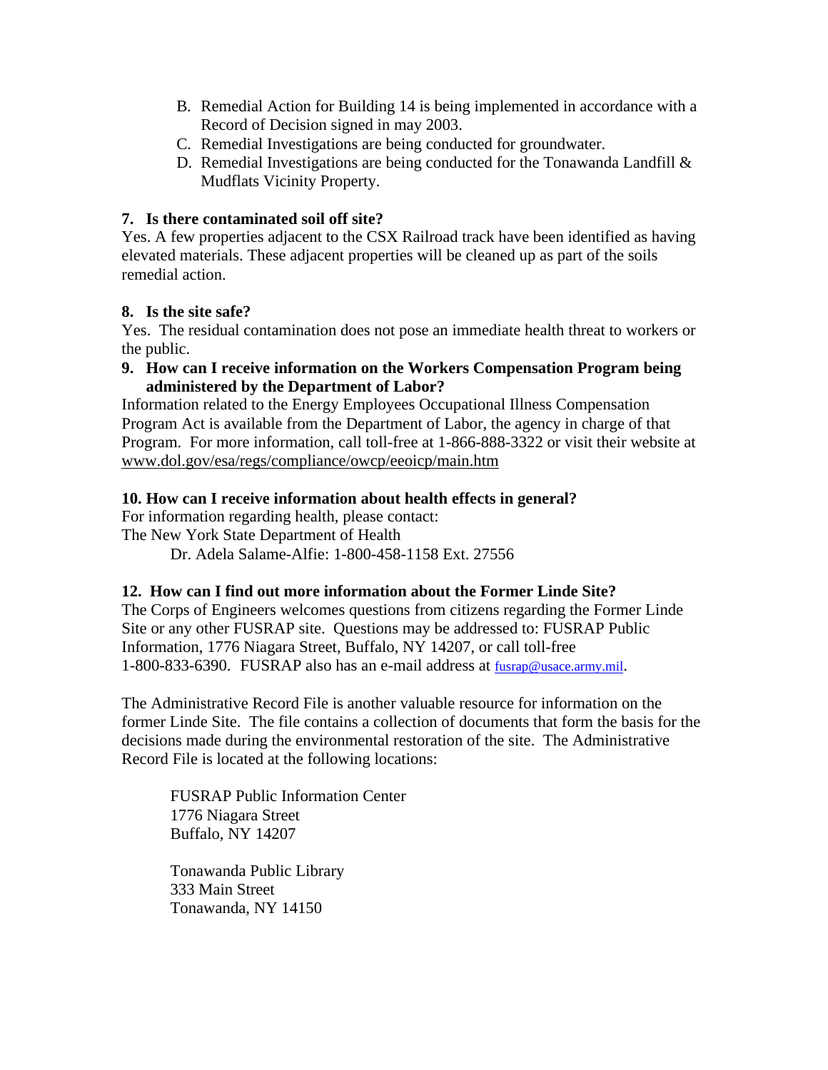B. Remedial Action for Building 14 is being implemented in accordance with a Record of Decision signed in may 2003.
C. Remedial Investigations are being conducted for groundwater.
D. Remedial Investigations are being conducted for the Tonawanda Landfill & Mudflats Vicinity Property.

**7. Is there contaminated soil off site?**

Yes. A few properties adjacent to the CSX Railroad track have been identified as having elevated materials. These adjacent properties will be cleaned up as part of the soils remedial action.

**8. Is the site safe?**

Yes. The residual contamination does not pose an immediate health threat to workers or the public.

**9. How can I receive information on the Workers Compensation Program being administered by the Department of Labor?**

Information related to the Energy Employees Occupational Illness Compensation Program Act is available from the Department of Labor, the agency in charge of that Program. For more information, call toll-free at 1-866-888-3322 or visit their website at www.dol.gov/esa/regs/compliance/owcp/eeoicp/main.htm

**10. How can I receive information about health effects in general?**

For information regarding health, please contact:
The New York State Department of Health
Dr. Adela Salame-Alfie: 1-800-458-1158 Ext. 27556

**12. How can I find out more information about the Former Linde Site?**

The Corps of Engineers welcomes questions from citizens regarding the Former Linde Site or any other FUSRAP site. Questions may be addressed to: FUSRAP Public Information, 1776 Niagara Street, Buffalo, NY 14207, or call toll-free 1-800-833-6390. FUSRAP also has an e-mail address at fusrap@usace.army.mil.

The Administrative Record File is another valuable resource for information on the former Linde Site. The file contains a collection of documents that form the basis for the decisions made during the environmental restoration of the site. The Administrative Record File is located at the following locations:

FUSRAP Public Information Center
1776 Niagara Street
Buffalo, NY 14207

Tonawanda Public Library
333 Main Street
Tonawanda, NY 14150